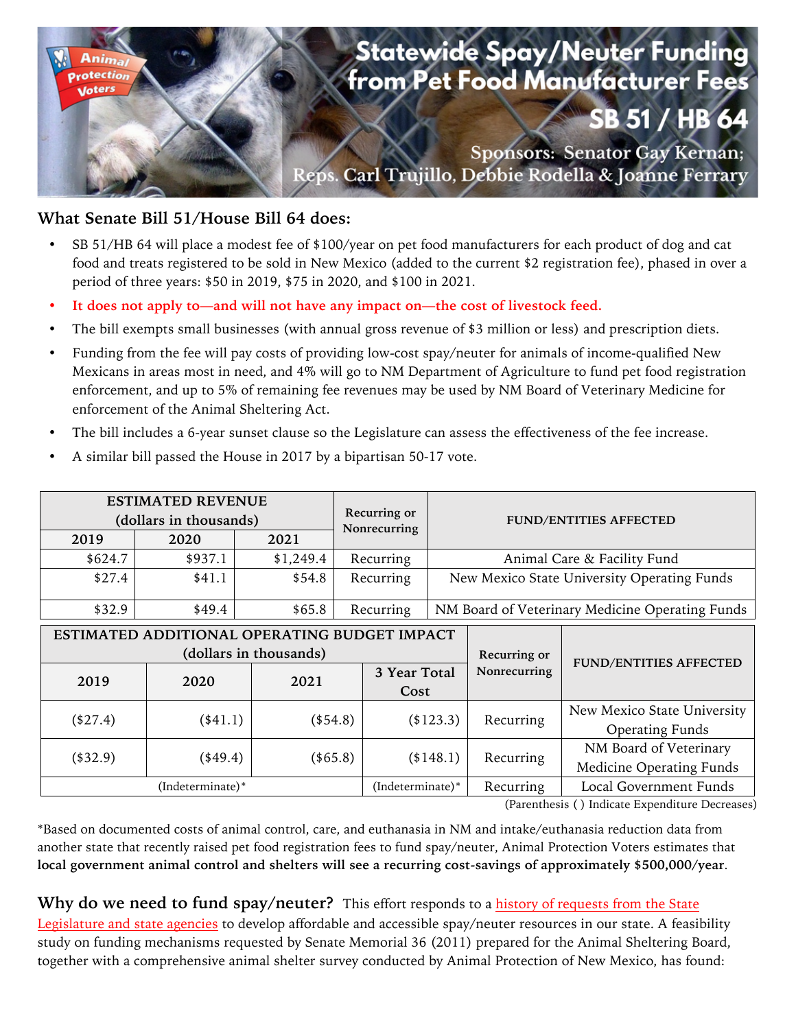# Statewide Spay/Neuter Funding from Pet Food Manufacturer Fees

## SB 51 / HB 64

Sponsors: Senator Gay Kernan; Reps. Carl Trujillo, Debbie Rodella & Joanne Ferrary

Animal Protection Voters

## What Senate Bill 51/House Bill 64 does:

- SB 51/HB 64 will place a modest fee of $100/year on pet food manufacturers for each product of dog and cat food and treats registered to be sold in New Mexico (added to the current $2 registration fee), phased in over a period of three years: $50 in 2019, $75 in 2020, and $100 in 2021.
- It does not apply to—and will not have any impact on—the cost of livestock feed.
- The bill exempts small businesses (with annual gross revenue of $3 million or less) and prescription diets.
- Funding from the fee will pay costs of providing low-cost spay/neuter for animals of income-qualified New Mexicans in areas most in need, and 4% will go to NM Department of Agriculture to fund pet food registration enforcement, and up to 5% of remaining fee revenues may be used by NM Board of Veterinary Medicine for enforcement of the Animal Sheltering Act.
- The bill includes a 6-year sunset clause so the Legislature can assess the effectiveness of the fee increase.
- A similar bill passed the House in 2017 by a bipartisan 50-17 vote.

| ESTIMATED REVENUE (dollars in thousands) | | | Recurring or Nonrecurring | FUND/ENTITIES AFFECTED |
|---|---|---|---|---|
| 2019 | 2020 | 2021 | | |
| $624.7 | $937.1 | $1,249.4 | Recurring | Animal Care & Facility Fund |
| $27.4 | $41.1 | $54.8 | Recurring | New Mexico State University Operating Funds |
| $32.9 | $49.4 | $65.8 | Recurring | NM Board of Veterinary Medicine Operating Funds |

| ESTIMATED ADDITIONAL OPERATING BUDGET IMPACT (dollars in thousands) | | | | Recurring or Nonrecurring | FUND/ENTITIES AFFECTED |
|---|---|---|---|---|---|
| 2019 | 2020 | 2021 | 3 Year Total Cost | | |
| ($27.4) | ($41.1) | ($54.8) | ($123.3) | Recurring | New Mexico State University Operating Funds |
| ($32.9) | ($49.4) | ($65.8) | ($148.1) | Recurring | NM Board of Veterinary Medicine Operating Funds |
| (Indeterminate)* | | | (Indeterminate)* | Recurring | Local Government Funds |

(Parenthesis ( ) Indicate Expenditure Decreases)

*Based on documented costs of animal control, care, and euthanasia in NM and intake/euthanasia reduction data from another state that recently raised pet food registration fees to fund spay/neuter, Animal Protection Voters estimates that **local government animal control and shelters will see a recurring cost-savings of approximately $500,000/year**.

**Why do we need to fund spay/neuter?** This effort responds to a history of requests from the State Legislature and state agencies to develop affordable and accessible spay/neuter resources in our state. A feasibility study on funding mechanisms requested by Senate Memorial 36 (2011) prepared for the Animal Sheltering Board, together with a comprehensive animal shelter survey conducted by Animal Protection of New Mexico, has found: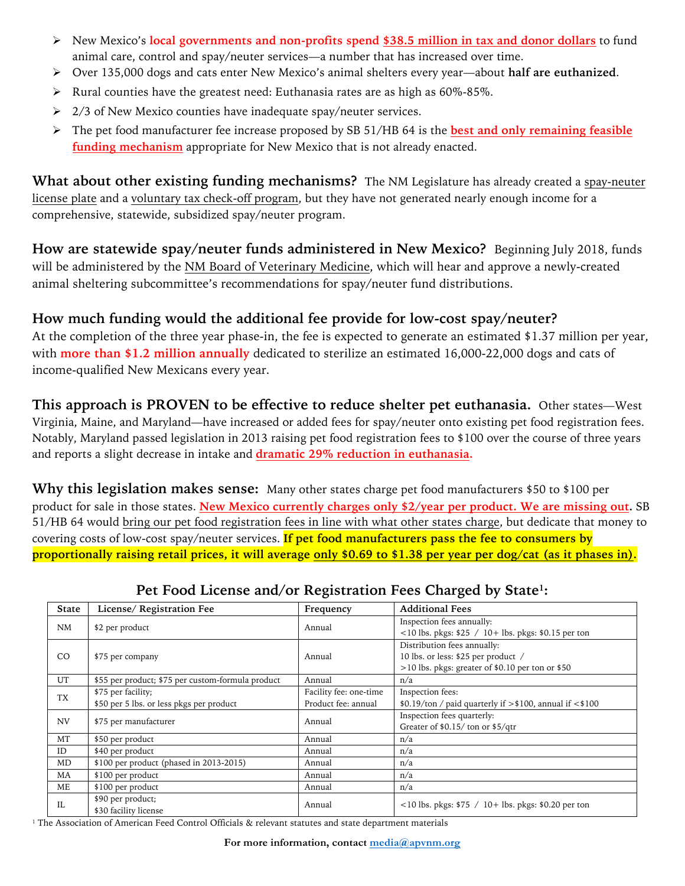- New Mexico's **local governments and non-profits spend $38.5 million in tax and donor dollars** to fund animal care, control and spay/neuter services—a number that has increased over time.
- Over 135,000 dogs and cats enter New Mexico's animal shelters every year—about **half are euthanized**.
- Rural counties have the greatest need: Euthanasia rates are as high as 60%-85%.
- 2/3 of New Mexico counties have inadequate spay/neuter services.
- The pet food manufacturer fee increase proposed by SB 51/HB 64 is the **best and only remaining feasible funding mechanism** appropriate for New Mexico that is not already enacted.

**What about other existing funding mechanisms?** The NM Legislature has already created a spay-neuter license plate and a voluntary tax check-off program, but they have not generated nearly enough income for a comprehensive, statewide, subsidized spay/neuter program.

**How are statewide spay/neuter funds administered in New Mexico?** Beginning July 2018, funds will be administered by the NM Board of Veterinary Medicine, which will hear and approve a newly-created animal sheltering subcommittee's recommendations for spay/neuter fund distributions.

**How much funding would the additional fee provide for low-cost spay/neuter?**
At the completion of the three year phase-in, the fee is expected to generate an estimated $1.37 million per year, with **more than $1.2 million annually** dedicated to sterilize an estimated 16,000-22,000 dogs and cats of income-qualified New Mexicans every year.

**This approach is PROVEN to be effective to reduce shelter pet euthanasia.** Other states—West Virginia, Maine, and Maryland—have increased or added fees for spay/neuter onto existing pet food registration fees. Notably, Maryland passed legislation in 2013 raising pet food registration fees to $100 over the course of three years and reports a slight decrease in intake and **dramatic 29% reduction in euthanasia.**

**Why this legislation makes sense:** Many other states charge pet food manufacturers $50 to $100 per product for sale in those states. **New Mexico currently charges only $2/year per product. We are missing out.** SB 51/HB 64 would bring our pet food registration fees in line with what other states charge, but dedicate that money to covering costs of low-cost spay/neuter services. **If pet food manufacturers pass the fee to consumers by proportionally raising retail prices, it will average only $0.69 to $1.38 per year per dog/cat (as it phases in).**

**Pet Food License and/or Registration Fees Charged by State[1]:**

| State | License/ Registration Fee | Frequency | Additional Fees |
|---|---|---|---|
| NM | $2 per product | Annual | Inspection fees annually: <10 lbs. pkgs: $25 / 10+ lbs. pkgs: $0.15 per ton |
| CO | $75 per company | Annual | Distribution fees annually: 10 lbs. or less: $25 per product / >10 lbs. pkgs: greater of $0.10 per ton or $50 |
| UT | $55 per product; $75 per custom-formula product | Annual | n/a |
| TX | $75 per facility; $50 per 5 lbs. or less pkgs per product | Facility fee: one-time Product fee: annual | Inspection fees: $0.19/ton / paid quarterly if >$100, annual if <$100 |
| NV | $75 per manufacturer | Annual | Inspection fees quarterly: Greater of $0.15/ ton or $5/qtr |
| MT | $50 per product | Annual | n/a |
| ID | $40 per product | Annual | n/a |
| MD | $100 per product (phased in 2013-2015) | Annual | n/a |
| MA | $100 per product | Annual | n/a |
| ME | $100 per product | Annual | n/a |
| IL | $90 per product; $30 facility license | Annual | <10 lbs. pkgs: $75 / 10+ lbs. pkgs: $0.20 per ton |

[1] The Association of American Feed Control Officials & relevant statutes and state department materials

**For more information, contact media@apvnm.org**